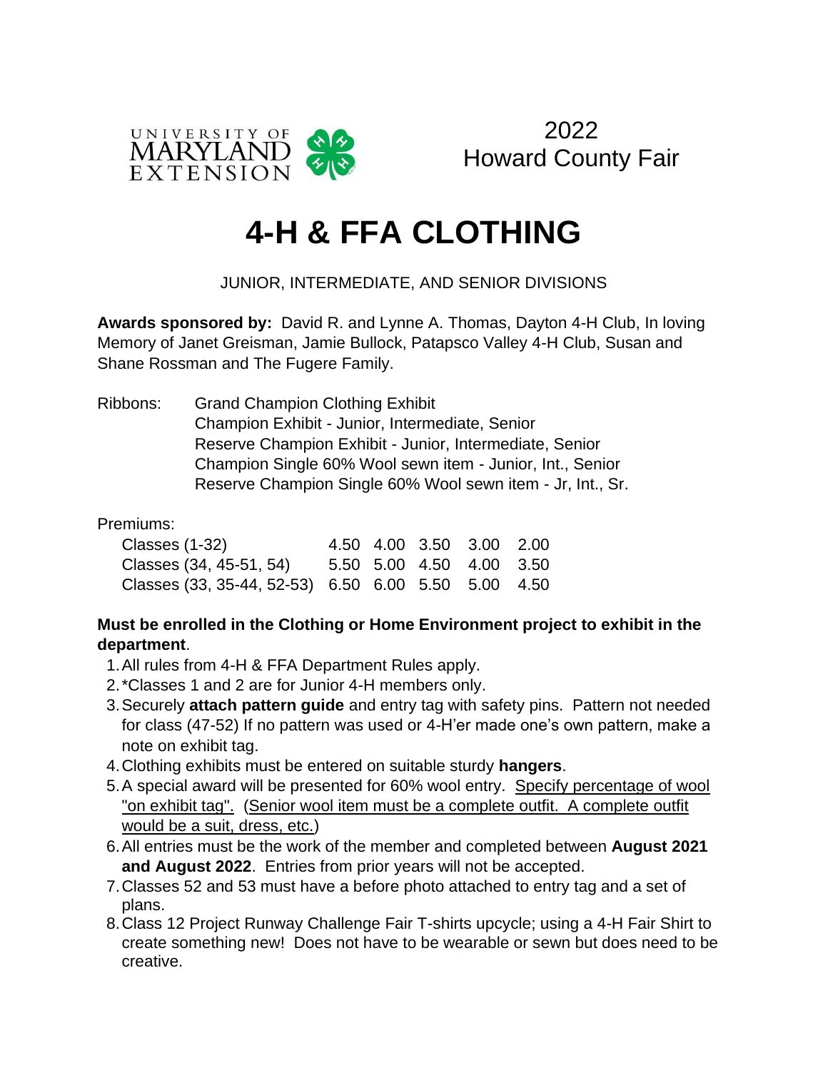UNIVERSITY OF MARYLAND EXTENSION

2022
Howard County Fair

# 4-H & FFA CLOTHING

JUNIOR, INTERMEDIATE, AND SENIOR DIVISIONS

**Awards sponsored by:** David R. and Lynne A. Thomas, Dayton 4-H Club, In loving Memory of Janet Greisman, Jamie Bullock, Patapsco Valley 4-H Club, Susan and Shane Rossman and The Fugere Family.

Ribbons:
- Grand Champion Clothing Exhibit
- Champion Exhibit - Junior, Intermediate, Senior
- Reserve Champion Exhibit - Junior, Intermediate, Senior
- Champion Single 60% Wool sewn item - Junior, Int., Senior
- Reserve Champion Single 60% Wool sewn item - Jr, Int., Sr.

Premiums:

| | | | | | |
|---|---|---|---|---|---|
| Classes (1-32) | 4.50 | 4.00 | 3.50 | 3.00 | 2.00 |
| Classes (34, 45-51, 54) | 5.50 | 5.00 | 4.50 | 4.00 | 3.50 |
| Classes (33, 35-44, 52-53) | 6.50 | 6.00 | 5.50 | 5.00 | 4.50 |

**Must be enrolled in the Clothing or Home Environment project to exhibit in the department**.

1. All rules from 4-H & FFA Department Rules apply.
2. *Classes 1 and 2 are for Junior 4-H members only.
3. Securely **attach pattern guide** and entry tag with safety pins. Pattern not needed for class (47-52) If no pattern was used or 4-H'er made one's own pattern, make a note on exhibit tag.
4. Clothing exhibits must be entered on suitable sturdy **hangers**.
5. A special award will be presented for 60% wool entry. Specify percentage of wool "on exhibit tag". (Senior wool item must be a complete outfit. A complete outfit would be a suit, dress, etc.)
6. All entries must be the work of the member and completed between **August 2021 and August 2022**. Entries from prior years will not be accepted.
7. Classes 52 and 53 must have a before photo attached to entry tag and a set of plans.
8. Class 12 Project Runway Challenge Fair T-shirts upcycle; using a 4-H Fair Shirt to create something new! Does not have to be wearable or sewn but does need to be creative.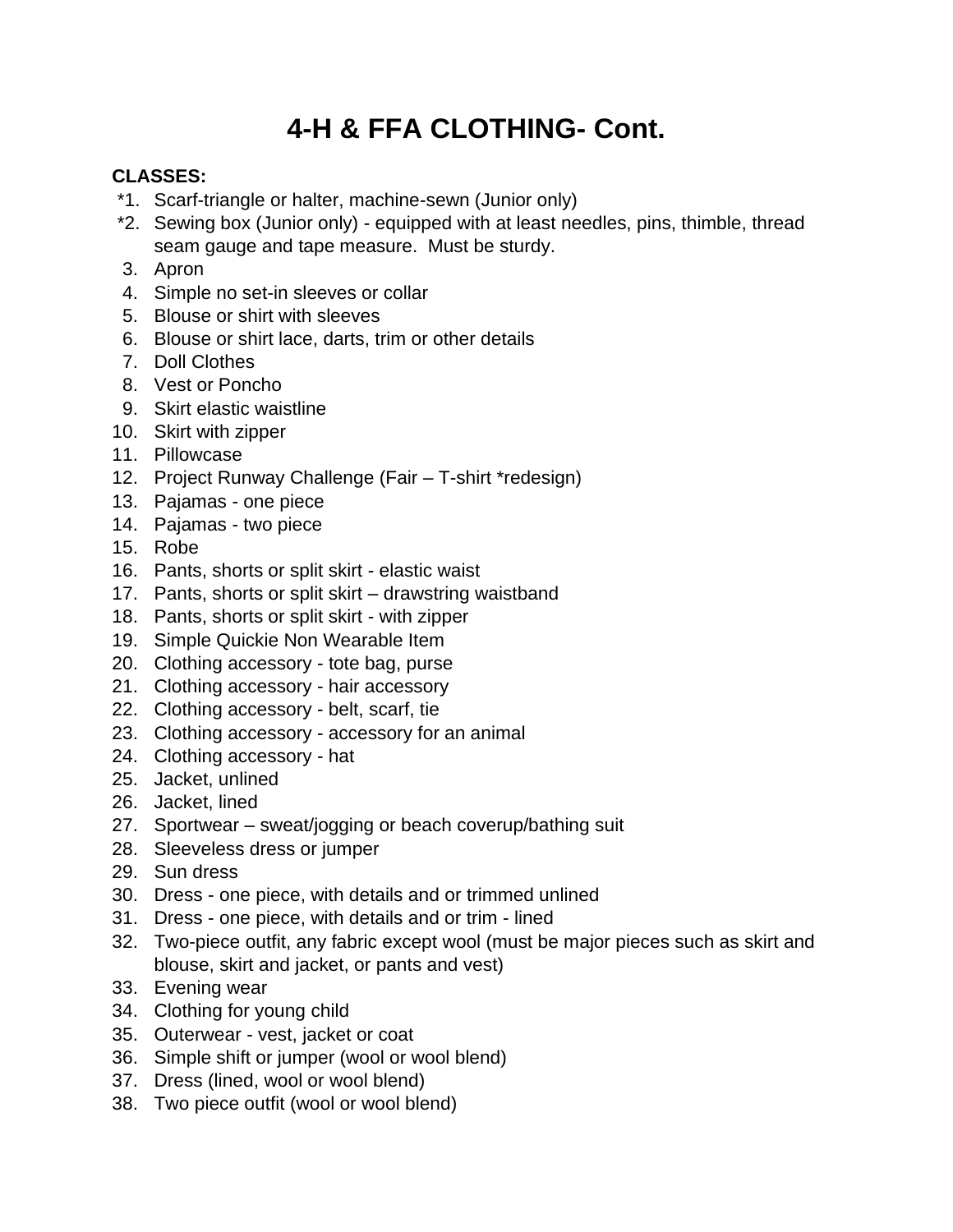# 4-H & FFA CLOTHING- Cont.

**CLASSES:**

- *1. Scarf-triangle or halter, machine-sewn (Junior only)
- *2. Sewing box (Junior only) - equipped with at least needles, pins, thimble, thread seam gauge and tape measure. Must be sturdy.
- 3. Apron
- 4. Simple no set-in sleeves or collar
- 5. Blouse or shirt with sleeves
- 6. Blouse or shirt lace, darts, trim or other details
- 7. Doll Clothes
- 8. Vest or Poncho
- 9. Skirt elastic waistline
- 10. Skirt with zipper
- 11. Pillowcase
- 12. Project Runway Challenge (Fair – T-shirt *redesign)
- 13. Pajamas - one piece
- 14. Pajamas - two piece
- 15. Robe
- 16. Pants, shorts or split skirt - elastic waist
- 17. Pants, shorts or split skirt – drawstring waistband
- 18. Pants, shorts or split skirt - with zipper
- 19. Simple Quickie Non Wearable Item
- 20. Clothing accessory - tote bag, purse
- 21. Clothing accessory - hair accessory
- 22. Clothing accessory - belt, scarf, tie
- 23. Clothing accessory - accessory for an animal
- 24. Clothing accessory - hat
- 25. Jacket, unlined
- 26. Jacket, lined
- 27. Sportwear – sweat/jogging or beach coverup/bathing suit
- 28. Sleeveless dress or jumper
- 29. Sun dress
- 30. Dress - one piece, with details and or trimmed unlined
- 31. Dress - one piece, with details and or trim - lined
- 32. Two-piece outfit, any fabric except wool (must be major pieces such as skirt and blouse, skirt and jacket, or pants and vest)
- 33. Evening wear
- 34. Clothing for young child
- 35. Outerwear - vest, jacket or coat
- 36. Simple shift or jumper (wool or wool blend)
- 37. Dress (lined, wool or wool blend)
- 38. Two piece outfit (wool or wool blend)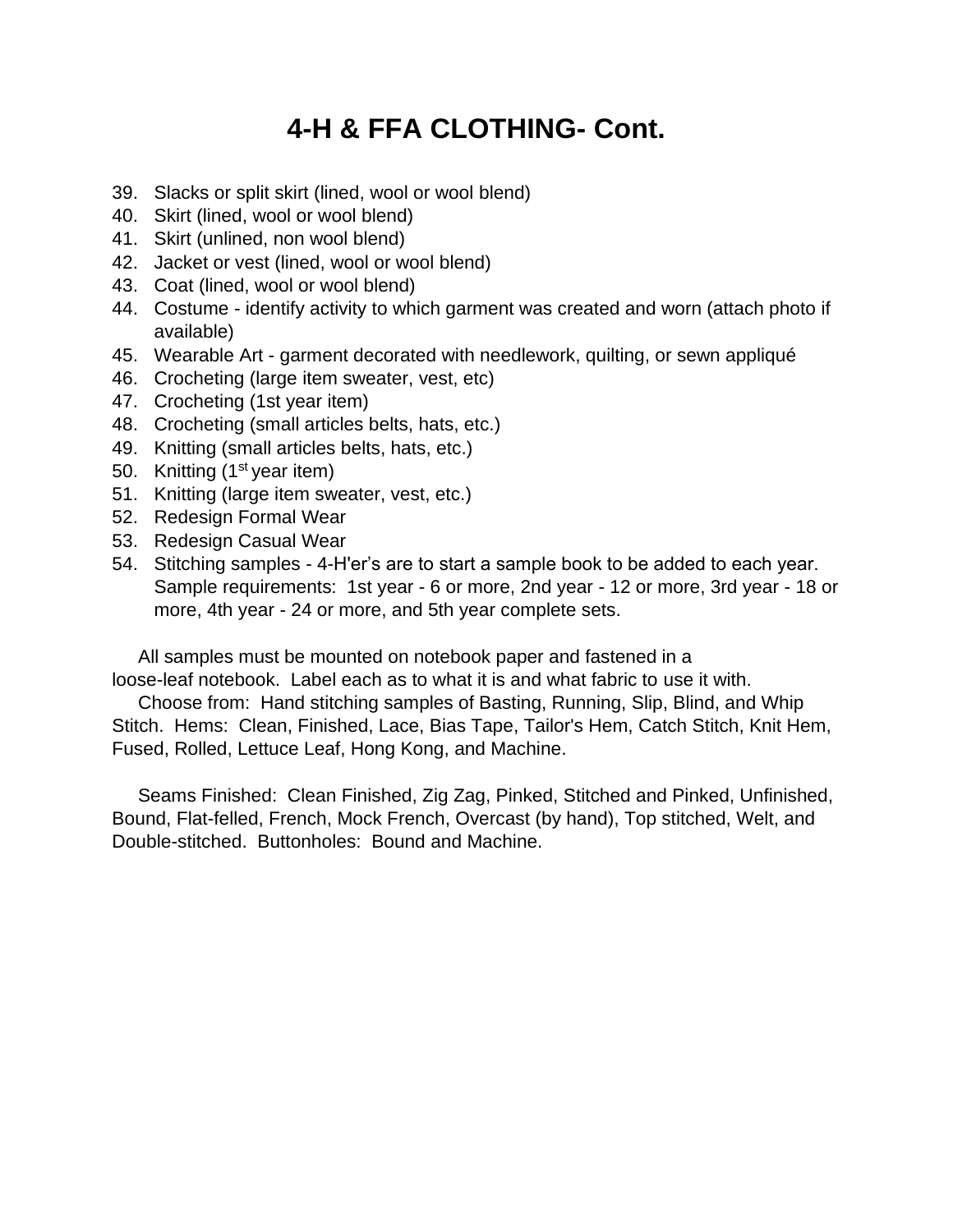# 4-H & FFA CLOTHING- Cont.

39. Slacks or split skirt (lined, wool or wool blend)
40. Skirt (lined, wool or wool blend)
41. Skirt (unlined, non wool blend)
42. Jacket or vest (lined, wool or wool blend)
43. Coat (lined, wool or wool blend)
44. Costume - identify activity to which garment was created and worn (attach photo if available)
45. Wearable Art - garment decorated with needlework, quilting, or sewn appliqué
46. Crocheting (large item sweater, vest, etc)
47. Crocheting (1st year item)
48. Crocheting (small articles belts, hats, etc.)
49. Knitting (small articles belts, hats, etc.)
50. Knitting (1st year item)
51. Knitting (large item sweater, vest, etc.)
52. Redesign Formal Wear
53. Redesign Casual Wear
54. Stitching samples - 4-H'er's are to start a sample book to be added to each year. Sample requirements: 1st year - 6 or more, 2nd year - 12 or more, 3rd year - 18 or more, 4th year - 24 or more, and 5th year complete sets.

All samples must be mounted on notebook paper and fastened in a loose-leaf notebook. Label each as to what it is and what fabric to use it with.

Choose from: Hand stitching samples of Basting, Running, Slip, Blind, and Whip Stitch. Hems: Clean, Finished, Lace, Bias Tape, Tailor's Hem, Catch Stitch, Knit Hem, Fused, Rolled, Lettuce Leaf, Hong Kong, and Machine.

Seams Finished: Clean Finished, Zig Zag, Pinked, Stitched and Pinked, Unfinished, Bound, Flat-felled, French, Mock French, Overcast (by hand), Top stitched, Welt, and Double-stitched. Buttonholes: Bound and Machine.